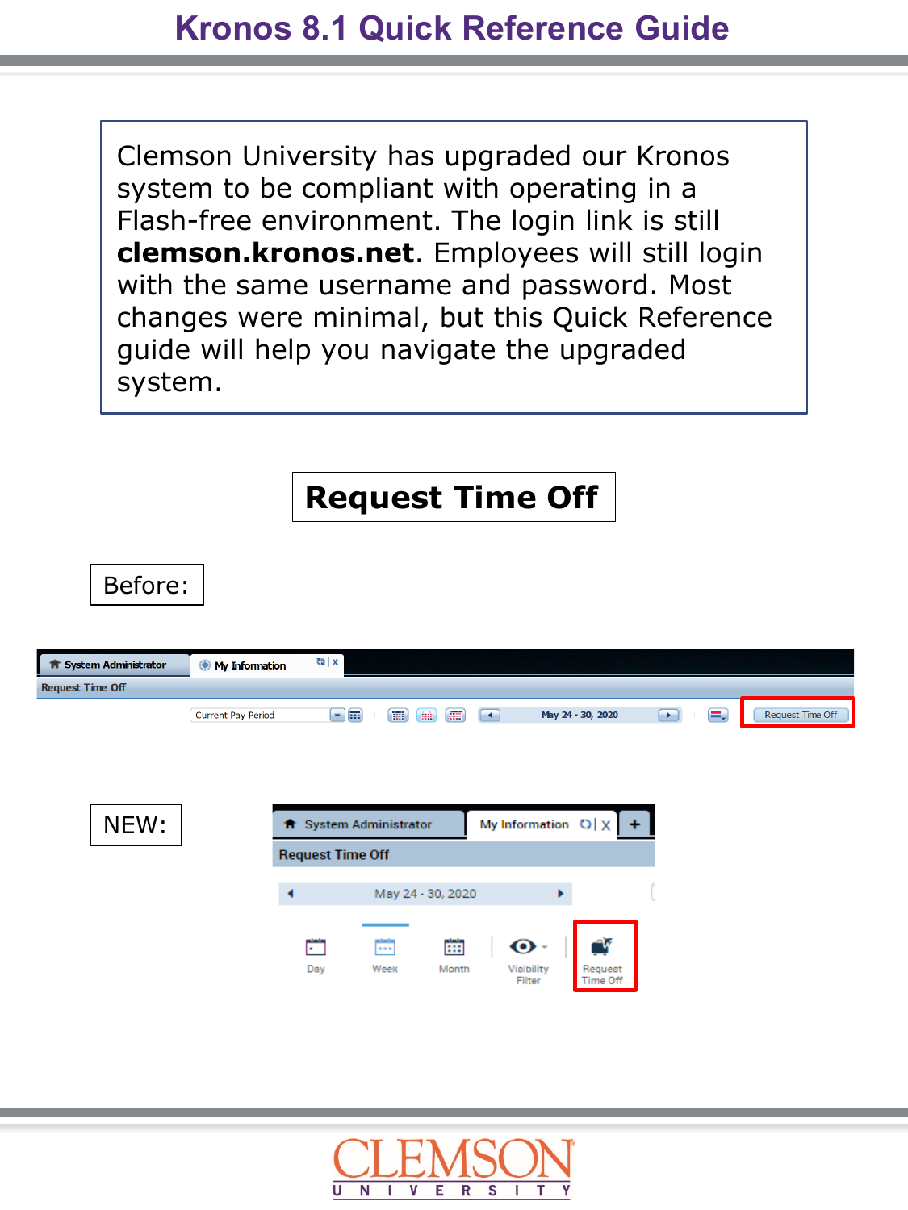# Kronos 8.1 Quick Reference Guide

Clemson University has upgraded our Kronos system to be compliant with operating in a Flash-free environment. The login link is still **clemson.kronos.net**. Employees will still login with the same username and password. Most changes were minimal, but this Quick Reference guide will help you navigate the upgraded system.

## Request Time Off

Before:

NEW: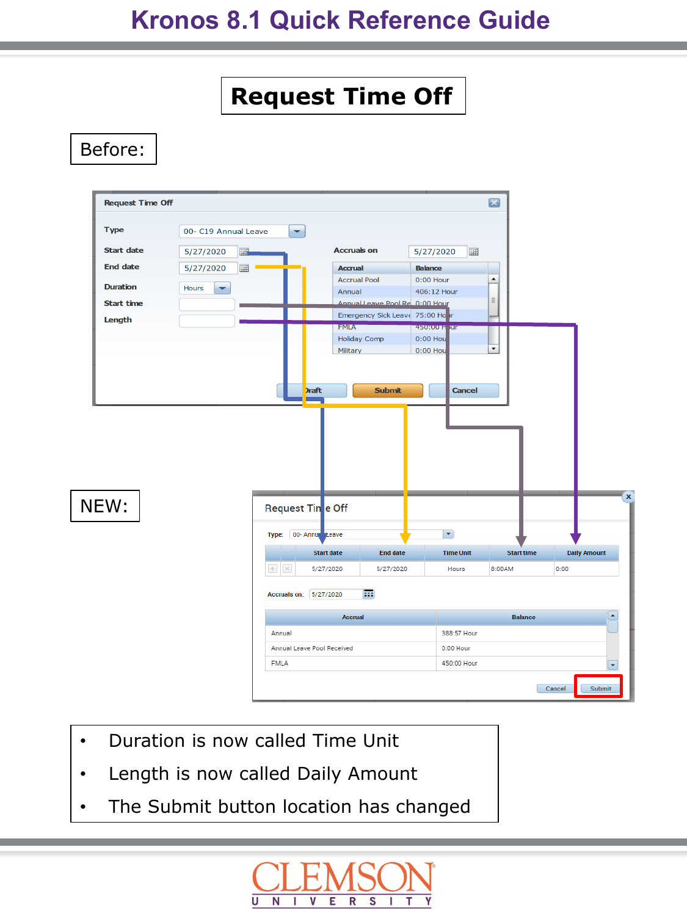# Request Time Off

Before:

**Request Time Off**

| | |
|---|---|
| Type | 00- C19 Annual Leave |
| Start date | 5/27/2020 |
| End date | 5/27/2020 |
| Duration | Hours |
| Start time | |
| Length | |

Accruals on 5/27/2020

| Accrual | Balance |
|---|---|
| Accrual Pool | 0:00 Hour |
| Annual | 406:12 Hour |
| Annual Leave Pool Re | 0:00 Hour |
| Emergency Sick Leave | 75:00 Hour |
| FMLA | 450:00 Hour |
| Holiday Comp | 0:00 Hour |
| Military | 0:00 Hour |

Draft | Submit | Cancel

NEW:

**Request Time Off**

Type: 00- Annual Leave

| Start date | End date | Time Unit | Start time | Daily Amount |
|---|---|---|---|---|
| 5/27/2020 | 5/27/2020 | Hours | 8:00AM | 0:00 |

Accruals on: 5/27/2020

| Accrual | Balance |
|---|---|
| Annual | 388:57 Hour |
| Annual Leave Pool Received | 0:00 Hour |
| FMLA | 450:00 Hour |

Cancel | Submit

- Duration is now called Time Unit
- Length is now called Daily Amount
- The Submit button location has changed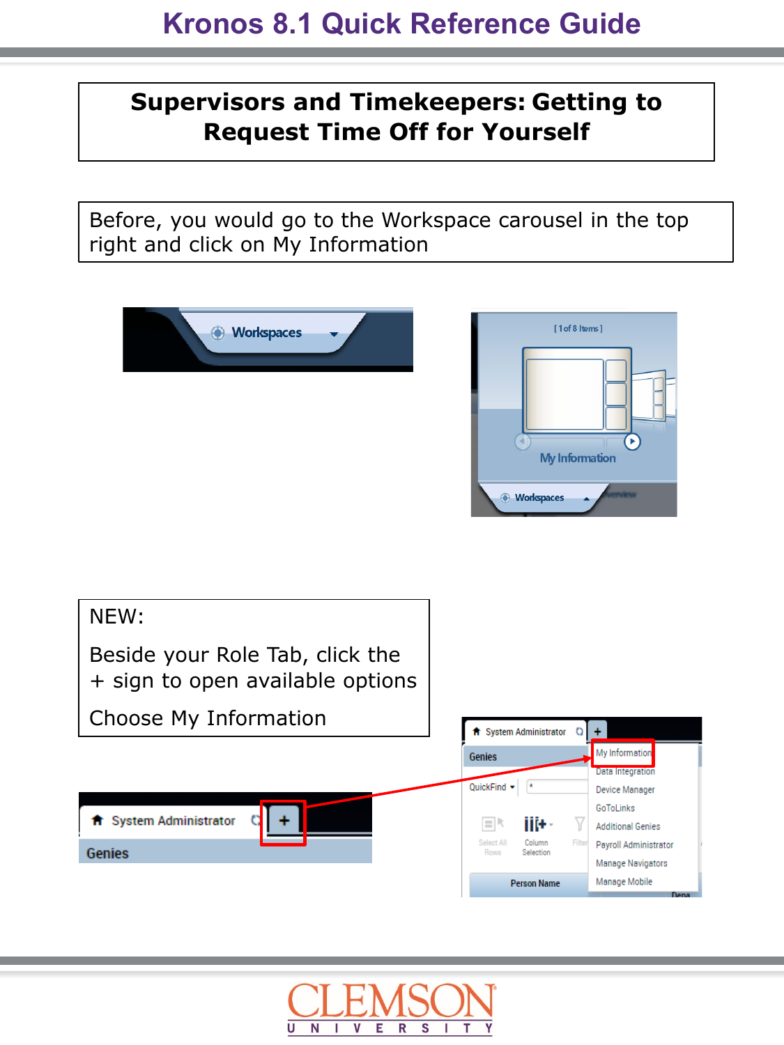# Supervisors and Timekeepers: Getting to Request Time Off for Yourself

Before, you would go to the Workspace carousel in the top right and click on My Information

NEW:

Beside your Role Tab, click the + sign to open available options

Choose My Information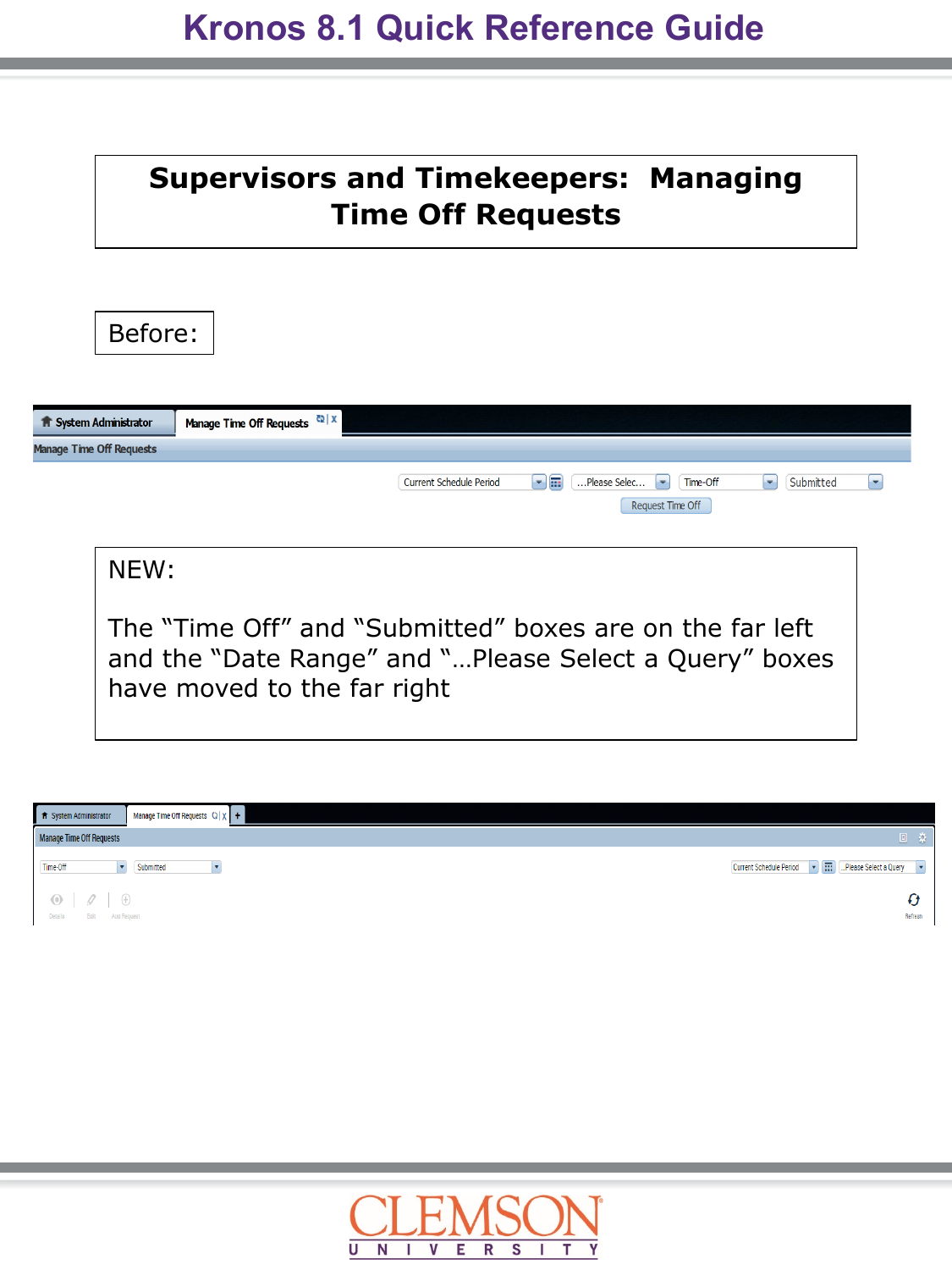# Supervisors and Timekeepers: Managing Time Off Requests

Before:

System Administrator | Manage Time Off Requests

Manage Time Off Requests

Current Schedule Period | ...Please Selec... | Time-Off | Submitted

Request Time Off

NEW:

The “Time Off” and “Submitted” boxes are on the far left and the “Date Range” and “...Please Select a Query” boxes have moved to the far right

System Administrator | Manage Time Off Requests

Manage Time Off Requests

Time-Off | Submitted | Current Schedule Period | ...Please Select a Query

Details | Edit | Add Request | Refresh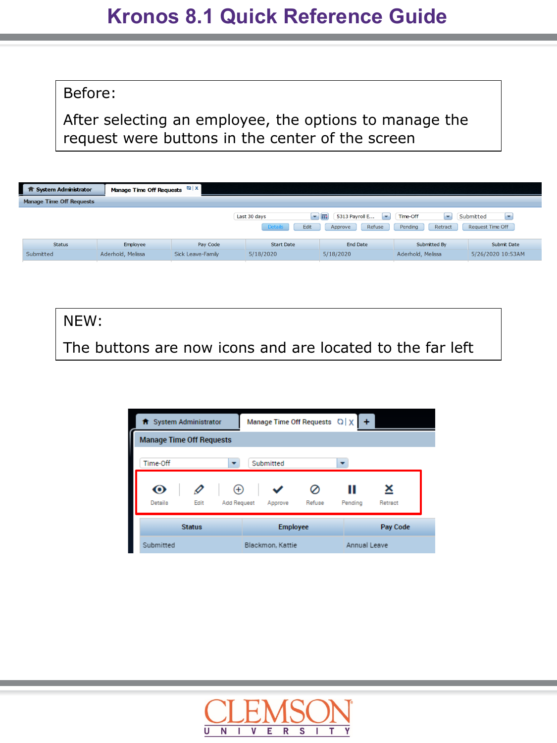Before:

After selecting an employee, the options to manage the request were buttons in the center of the screen

System Administrator | Manage Time Off Requests

Manage Time Off Requests

Last 30 days | 5313 Payroll E... | Time-Off | Submitted

Details | Edit | Approve | Refuse | Pending | Retract | Request Time Off

| Status | Employee | Pay Code | Start Date | End Date | Submitted By | Submit Date |
|---|---|---|---|---|---|---|
| Submitted | Aderhold, Melissa | Sick Leave-Family | 5/18/2020 | 5/18/2020 | Aderhold, Melissa | 5/26/2020 10:53AM |

NEW:

The buttons are now icons and are located to the far left

System Administrator | Manage Time Off Requests

Manage Time Off Requests

Time-Off | Submitted

Details | Edit | Add Request | Approve | Refuse | Pending | Retract

| Status | Employee | Pay Code |
|---|---|---|
| Submitted | Blackmon, Kattie | Annual Leave |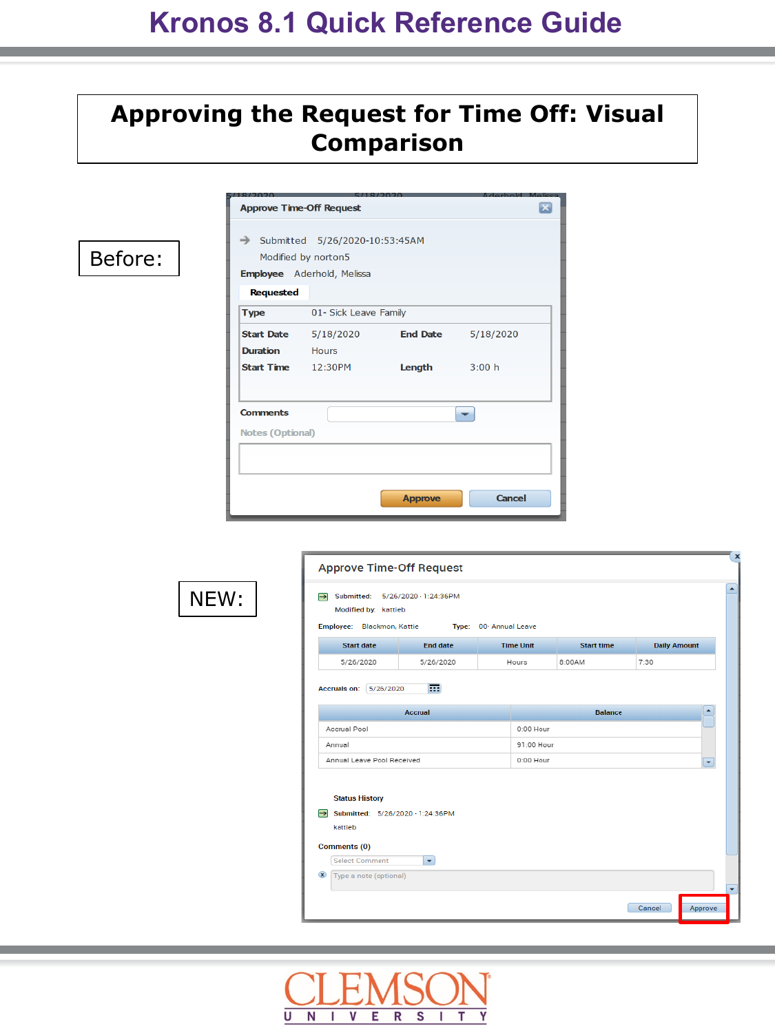# Approving the Request for Time Off: Visual Comparison

Before:

**Approve Time-Off Request**

Submitted 5/26/2020-10:53:45AM
Modified by norton5
**Employee** Aderhold, Melissa

**Requested**

| | | | |
|---|---|---|---|
| **Type** | 01- Sick Leave Family | | |
| **Start Date** | 5/18/2020 | **End Date** | 5/18/2020 |
| **Duration** | Hours | | |
| **Start Time** | 12:30PM | **Length** | 3:00 h |

**Comments**

Notes (Optional)

Approve Cancel

NEW:

**Approve Time-Off Request**

Submitted: 5/26/2020 - 1:24:36PM
Modified by: kattieb

Employee: Blackmon, Kattie Type: 00- Annual Leave

| Start date | End date | Time Unit | Start time | Daily Amount |
|---|---|---|---|---|
| 5/26/2020 | 5/26/2020 | Hours | 8:00AM | 7:30 |

Accruals on: 5/25/2020

| Accrual | Balance |
|---|---|
| Accrual Pool | 0:00 Hour |
| Annual | 91:00 Hour |
| Annual Leave Pool Received | 0:00 Hour |

Status History
Submitted: 5/26/2020 - 1:24:36PM
kattieb

Comments (0)
Select Comment
Type a note (optional)

Cancel Approve